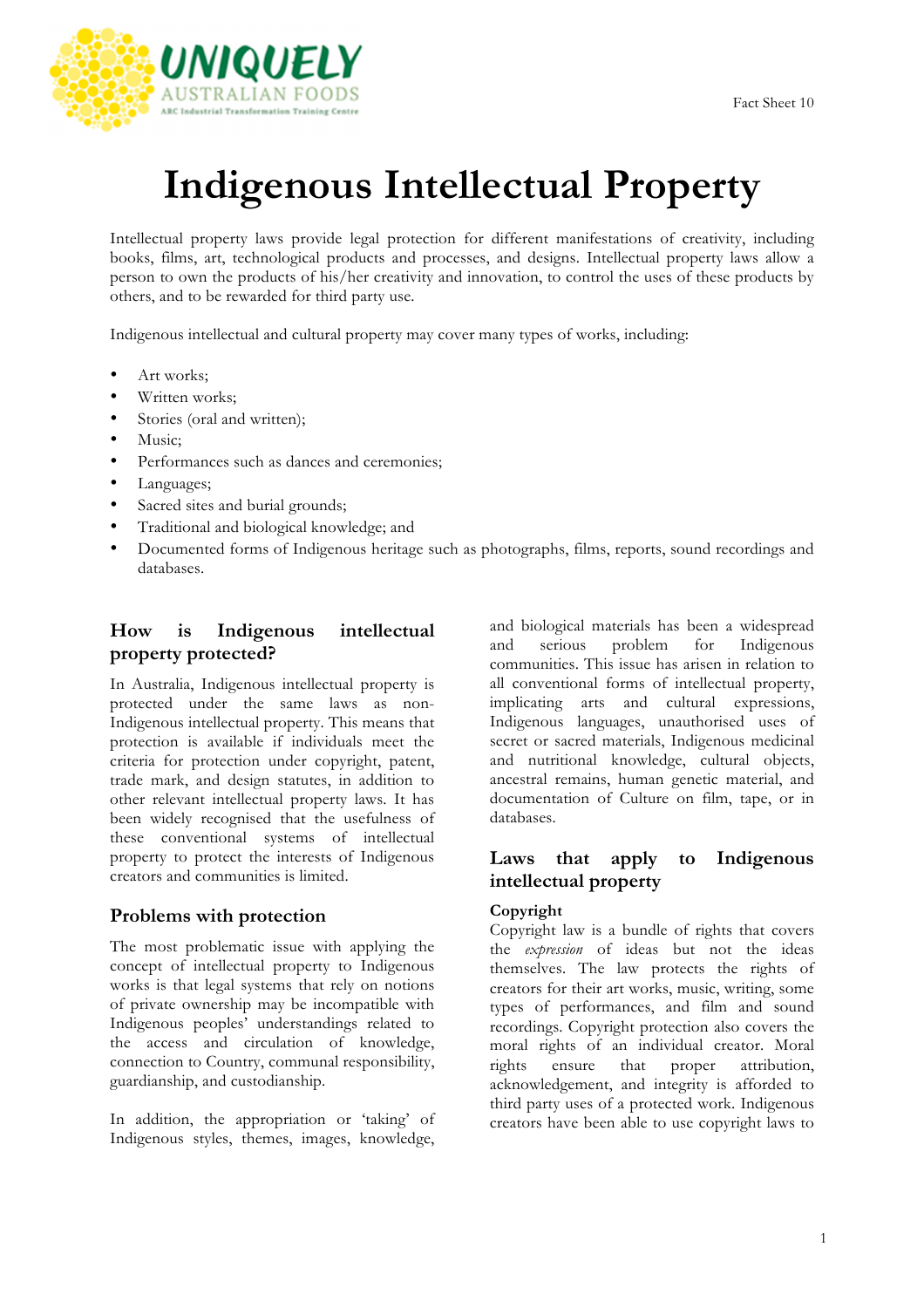# Indigenous Intellectual Property

Intellectual property laws provide legal protection for different manifestations of creativity, including books, films, art, technological products and processes, and designs. Intellectual property laws allow a person to own the products of his/her creativity and innovation, to control the uses of these products by others, and to be rewarded for third party use.

Indigenous intellectual and cultural property may cover many types of works, including:

- Art works;
- Written works;
- Stories (oral and written);
- Music;
- Performances such as dances and ceremonies;
- Languages;
- Sacred sites and burial grounds;
- Traditional and biological knowledge; and
- Documented forms of Indigenous heritage such as photographs, films, reports, sound recordings and databases.

## How is Indigenous intellectual property protected?

In Australia, Indigenous intellectual property is protected under the same laws as non-Indigenous intellectual property. This means that protection is available if individuals meet the criteria for protection under copyright, patent, trade mark, and design statutes, in addition to other relevant intellectual property laws. It has been widely recognised that the usefulness of these conventional systems of intellectual property to protect the interests of Indigenous creators and communities is limited.

## Problems with protection

The most problematic issue with applying the concept of intellectual property to Indigenous works is that legal systems that rely on notions of private ownership may be incompatible with Indigenous peoples' understandings related to the access and circulation of knowledge, connection to Country, communal responsibility, guardianship, and custodianship.

In addition, the appropriation or 'taking' of Indigenous styles, themes, images, knowledge, and biological materials has been a widespread and serious problem for Indigenous communities. This issue has arisen in relation to all conventional forms of intellectual property, implicating arts and cultural expressions, Indigenous languages, unauthorised uses of secret or sacred materials, Indigenous medicinal and nutritional knowledge, cultural objects, ancestral remains, human genetic material, and documentation of Culture on film, tape, or in databases.

## Laws that apply to Indigenous intellectual property

### Copyright

Copyright law is a bundle of rights that covers the *expression* of ideas but not the ideas themselves. The law protects the rights of creators for their art works, music, writing, some types of performances, and film and sound recordings. Copyright protection also covers the moral rights of an individual creator. Moral rights ensure that proper attribution, acknowledgement, and integrity is afforded to third party uses of a protected work. Indigenous creators have been able to use copyright laws to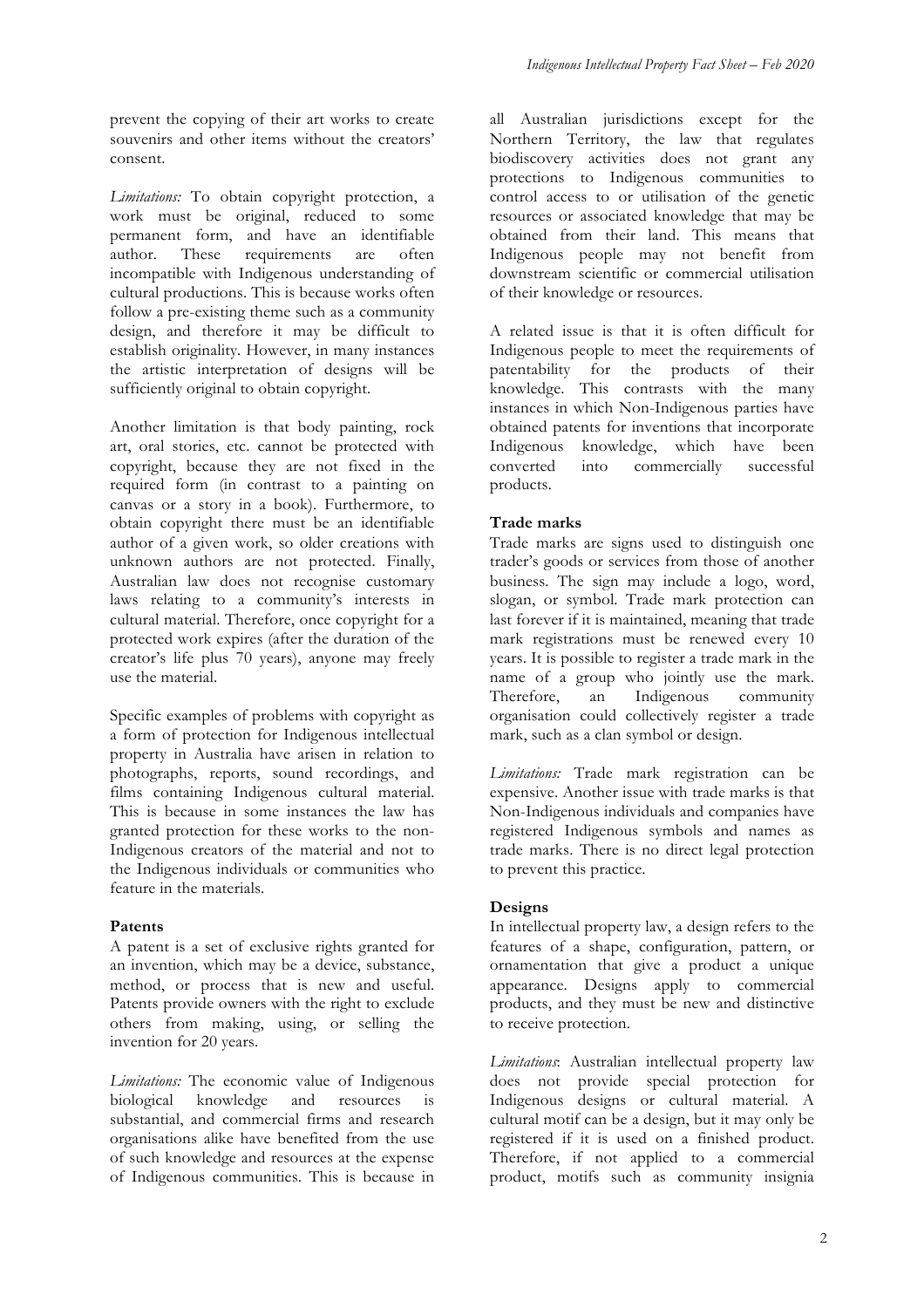prevent the copying of their art works to create souvenirs and other items without the creators' consent.

*Limitations:* To obtain copyright protection, a work must be original, reduced to some permanent form, and have an identifiable author. These requirements are often incompatible with Indigenous understanding of cultural productions. This is because works often follow a pre-existing theme such as a community design, and therefore it may be difficult to establish originality. However, in many instances the artistic interpretation of designs will be sufficiently original to obtain copyright.

Another limitation is that body painting, rock art, oral stories, etc. cannot be protected with copyright, because they are not fixed in the required form (in contrast to a painting on canvas or a story in a book). Furthermore, to obtain copyright there must be an identifiable author of a given work, so older creations with unknown authors are not protected. Finally, Australian law does not recognise customary laws relating to a community's interests in cultural material. Therefore, once copyright for a protected work expires (after the duration of the creator's life plus 70 years), anyone may freely use the material.

Specific examples of problems with copyright as a form of protection for Indigenous intellectual property in Australia have arisen in relation to photographs, reports, sound recordings, and films containing Indigenous cultural material. This is because in some instances the law has granted protection for these works to the non-Indigenous creators of the material and not to the Indigenous individuals or communities who feature in the materials.

**Patents**

A patent is a set of exclusive rights granted for an invention, which may be a device, substance, method, or process that is new and useful. Patents provide owners with the right to exclude others from making, using, or selling the invention for 20 years.

*Limitations:* The economic value of Indigenous biological knowledge and resources is substantial, and commercial firms and research organisations alike have benefited from the use of such knowledge and resources at the expense of Indigenous communities. This is because in all Australian jurisdictions except for the Northern Territory, the law that regulates biodiscovery activities does not grant any protections to Indigenous communities to control access to or utilisation of the genetic resources or associated knowledge that may be obtained from their land. This means that Indigenous people may not benefit from downstream scientific or commercial utilisation of their knowledge or resources.

A related issue is that it is often difficult for Indigenous people to meet the requirements of patentability for the products of their knowledge. This contrasts with the many instances in which Non-Indigenous parties have obtained patents for inventions that incorporate Indigenous knowledge, which have been converted into commercially successful products.

**Trade marks**

Trade marks are signs used to distinguish one trader's goods or services from those of another business. The sign may include a logo, word, slogan, or symbol. Trade mark protection can last forever if it is maintained, meaning that trade mark registrations must be renewed every 10 years. It is possible to register a trade mark in the name of a group who jointly use the mark. Therefore, an Indigenous community organisation could collectively register a trade mark, such as a clan symbol or design.

*Limitations:* Trade mark registration can be expensive. Another issue with trade marks is that Non-Indigenous individuals and companies have registered Indigenous symbols and names as trade marks. There is no direct legal protection to prevent this practice.

**Designs**

In intellectual property law, a design refers to the features of a shape, configuration, pattern, or ornamentation that give a product a unique appearance. Designs apply to commercial products, and they must be new and distinctive to receive protection.

*Limitations*: Australian intellectual property law does not provide special protection for Indigenous designs or cultural material. A cultural motif can be a design, but it may only be registered if it is used on a finished product. Therefore, if not applied to a commercial product, motifs such as community insignia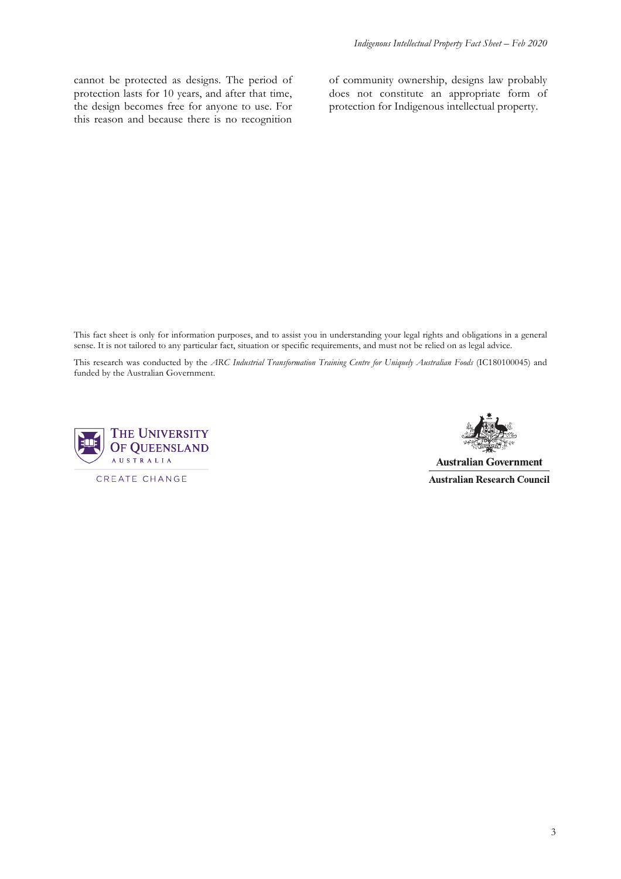cannot be protected as designs. The period of protection lasts for 10 years, and after that time, the design becomes free for anyone to use. For this reason and because there is no recognition of community ownership, designs law probably does not constitute an appropriate form of protection for Indigenous intellectual property.

This fact sheet is only for information purposes, and to assist you in understanding your legal rights and obligations in a general sense. It is not tailored to any particular fact, situation or specific requirements, and must not be relied on as legal advice.

This research was conducted by the *ARC Industrial Transformation Training Centre for Uniquely Australian Foods* (IC180100045) and funded by the Australian Government.

THE UNIVERSITY OF QUEENSLAND AUSTRALIA

CREATE CHANGE

Australian Government

Australian Research Council